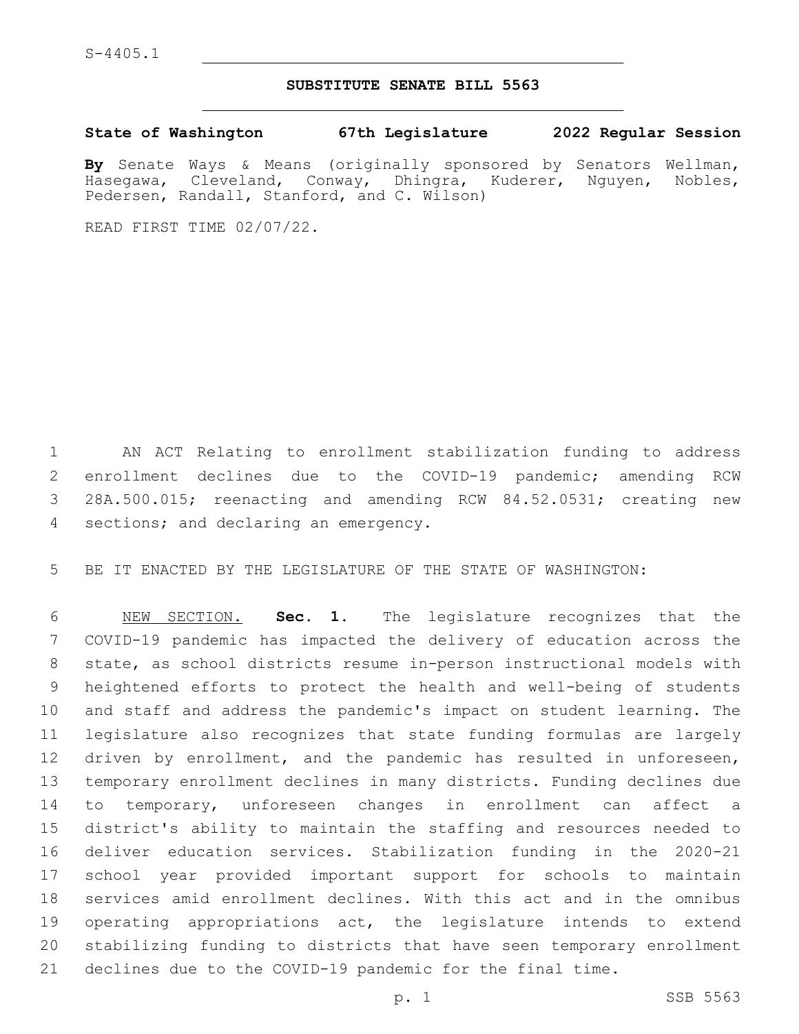S-4405.1

**SUBSTITUTE SENATE BILL 5563**

**State of Washington 67th Legislature 2022 Regular Session**

**By** Senate Ways & Means (originally sponsored by Senators Wellman, Hasegawa, Cleveland, Conway, Dhingra, Kuderer, Nguyen, Nobles, Pedersen, Randall, Stanford, and C. Wilson)

READ FIRST TIME 02/07/22.

AN ACT Relating to enrollment stabilization funding to address enrollment declines due to the COVID-19 pandemic; amending RCW 28A.500.015; reenacting and amending RCW 84.52.0531; creating new sections; and declaring an emergency.

BE IT ENACTED BY THE LEGISLATURE OF THE STATE OF WASHINGTON:

NEW SECTION. **Sec. 1.** The legislature recognizes that the COVID-19 pandemic has impacted the delivery of education across the state, as school districts resume in-person instructional models with heightened efforts to protect the health and well-being of students and staff and address the pandemic's impact on student learning. The legislature also recognizes that state funding formulas are largely driven by enrollment, and the pandemic has resulted in unforeseen, temporary enrollment declines in many districts. Funding declines due to temporary, unforeseen changes in enrollment can affect a district's ability to maintain the staffing and resources needed to deliver education services. Stabilization funding in the 2020-21 school year provided important support for schools to maintain services amid enrollment declines. With this act and in the omnibus operating appropriations act, the legislature intends to extend stabilizing funding to districts that have seen temporary enrollment declines due to the COVID-19 pandemic for the final time.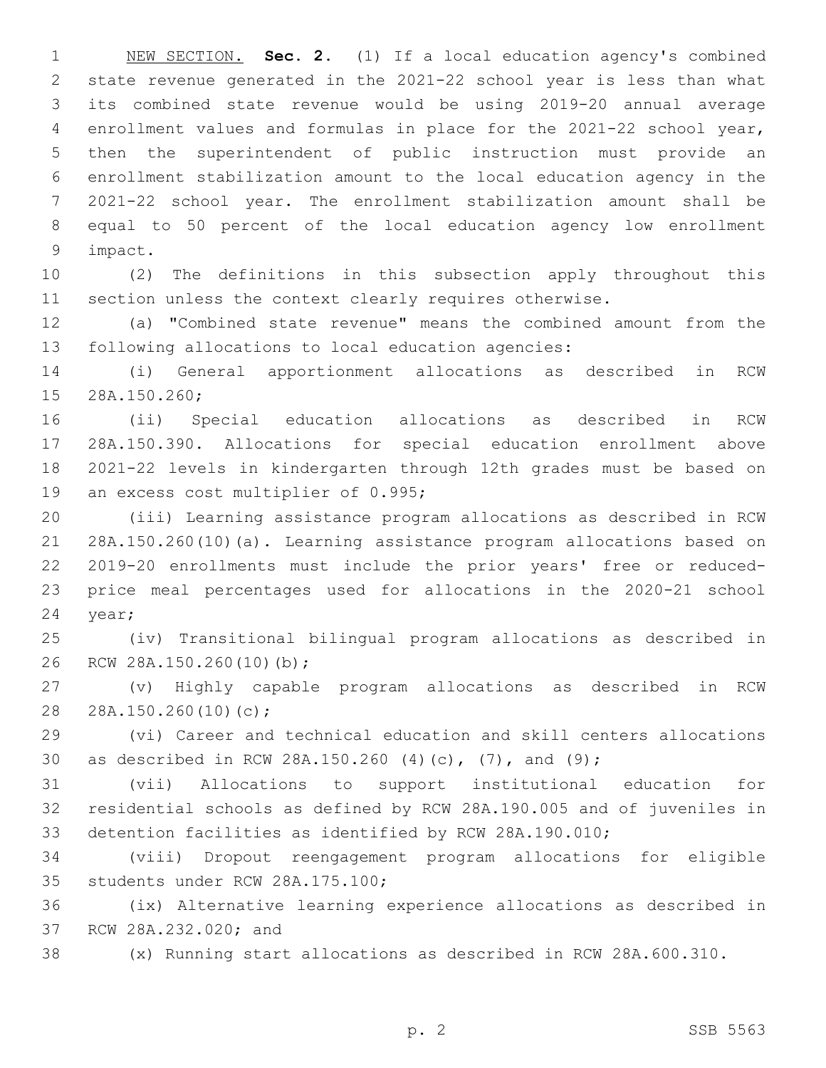NEW SECTION. **Sec. 2.** (1) If a local education agency's combined state revenue generated in the 2021-22 school year is less than what its combined state revenue would be using 2019-20 annual average enrollment values and formulas in place for the 2021-22 school year, then the superintendent of public instruction must provide an enrollment stabilization amount to the local education agency in the 2021-22 school year. The enrollment stabilization amount shall be equal to 50 percent of the local education agency low enrollment impact.

(2) The definitions in this subsection apply throughout this section unless the context clearly requires otherwise.

(a) "Combined state revenue" means the combined amount from the following allocations to local education agencies:

(i) General apportionment allocations as described in RCW 28A.150.260;

(ii) Special education allocations as described in RCW 28A.150.390. Allocations for special education enrollment above 2021-22 levels in kindergarten through 12th grades must be based on an excess cost multiplier of 0.995;

(iii) Learning assistance program allocations as described in RCW 28A.150.260(10)(a). Learning assistance program allocations based on 2019-20 enrollments must include the prior years' free or reduced-price meal percentages used for allocations in the 2020-21 school year;

(iv) Transitional bilingual program allocations as described in RCW 28A.150.260(10)(b);

(v) Highly capable program allocations as described in RCW 28A.150.260(10)(c);

(vi) Career and technical education and skill centers allocations as described in RCW 28A.150.260 (4)(c), (7), and (9);

(vii) Allocations to support institutional education for residential schools as defined by RCW 28A.190.005 and of juveniles in detention facilities as identified by RCW 28A.190.010;

(viii) Dropout reengagement program allocations for eligible students under RCW 28A.175.100;

(ix) Alternative learning experience allocations as described in RCW 28A.232.020; and

(x) Running start allocations as described in RCW 28A.600.310.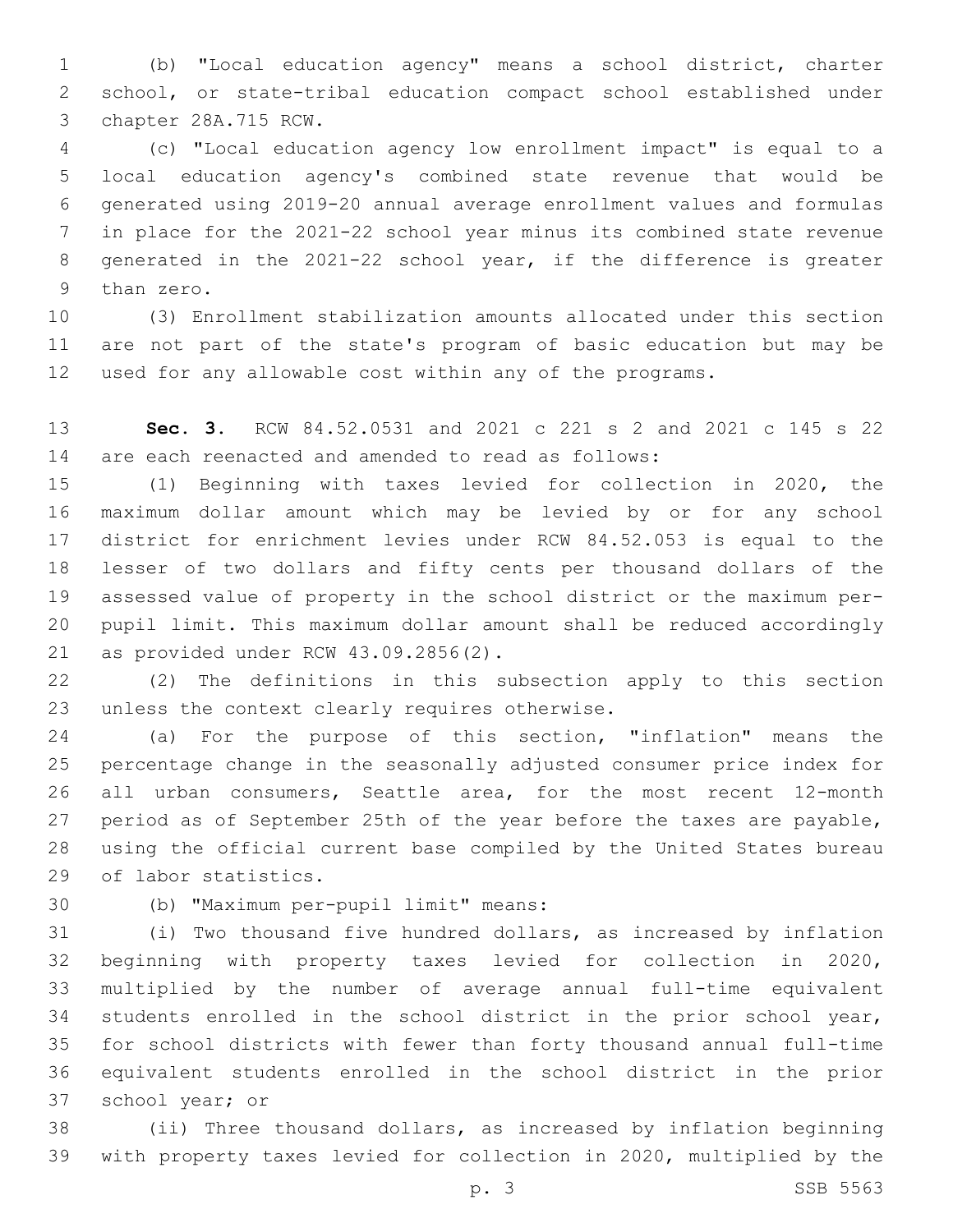(b) "Local education agency" means a school district, charter school, or state-tribal education compact school established under chapter 28A.715 RCW.

(c) "Local education agency low enrollment impact" is equal to a local education agency's combined state revenue that would be generated using 2019-20 annual average enrollment values and formulas in place for the 2021-22 school year minus its combined state revenue generated in the 2021-22 school year, if the difference is greater than zero.

(3) Enrollment stabilization amounts allocated under this section are not part of the state's program of basic education but may be used for any allowable cost within any of the programs.

**Sec. 3.** RCW 84.52.0531 and 2021 c 221 s 2 and 2021 c 145 s 22 are each reenacted and amended to read as follows:

(1) Beginning with taxes levied for collection in 2020, the maximum dollar amount which may be levied by or for any school district for enrichment levies under RCW 84.52.053 is equal to the lesser of two dollars and fifty cents per thousand dollars of the assessed value of property in the school district or the maximum per-pupil limit. This maximum dollar amount shall be reduced accordingly as provided under RCW 43.09.2856(2).

(2) The definitions in this subsection apply to this section unless the context clearly requires otherwise.

(a) For the purpose of this section, "inflation" means the percentage change in the seasonally adjusted consumer price index for all urban consumers, Seattle area, for the most recent 12-month period as of September 25th of the year before the taxes are payable, using the official current base compiled by the United States bureau of labor statistics.

(b) "Maximum per-pupil limit" means:

(i) Two thousand five hundred dollars, as increased by inflation beginning with property taxes levied for collection in 2020, multiplied by the number of average annual full-time equivalent students enrolled in the school district in the prior school year, for school districts with fewer than forty thousand annual full-time equivalent students enrolled in the school district in the prior school year; or

(ii) Three thousand dollars, as increased by inflation beginning with property taxes levied for collection in 2020, multiplied by the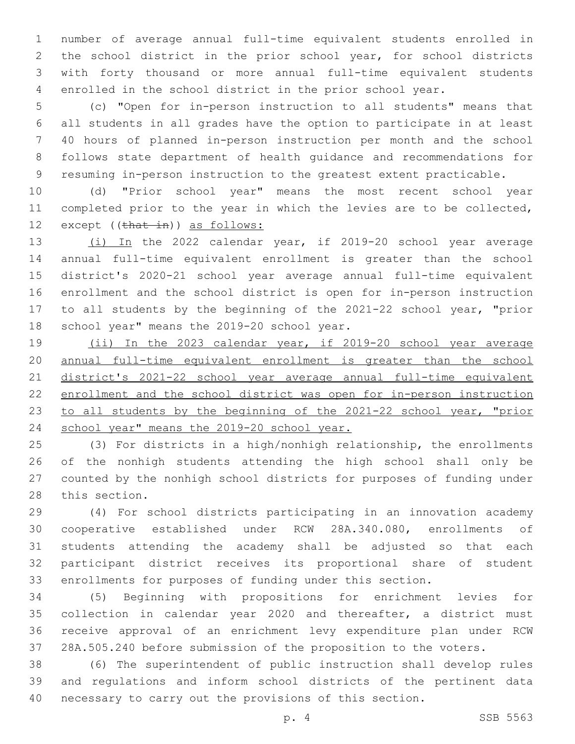number of average annual full-time equivalent students enrolled in the school district in the prior school year, for school districts with forty thousand or more annual full-time equivalent students enrolled in the school district in the prior school year.

(c) "Open for in-person instruction to all students" means that all students in all grades have the option to participate in at least 40 hours of planned in-person instruction per month and the school follows state department of health guidance and recommendations for resuming in-person instruction to the greatest extent practicable.

(d) "Prior school year" means the most recent school year completed prior to the year in which the levies are to be collected, except ((~~that in~~)) as follows:

(i) In the 2022 calendar year, if 2019-20 school year average annual full-time equivalent enrollment is greater than the school district's 2020-21 school year average annual full-time equivalent enrollment and the school district is open for in-person instruction to all students by the beginning of the 2021-22 school year, "prior school year" means the 2019-20 school year.

(ii) In the 2023 calendar year, if 2019-20 school year average annual full-time equivalent enrollment is greater than the school district's 2021-22 school year average annual full-time equivalent enrollment and the school district was open for in-person instruction to all students by the beginning of the 2021-22 school year, "prior school year" means the 2019-20 school year.

(3) For districts in a high/nonhigh relationship, the enrollments of the nonhigh students attending the high school shall only be counted by the nonhigh school districts for purposes of funding under this section.

(4) For school districts participating in an innovation academy cooperative established under RCW 28A.340.080, enrollments of students attending the academy shall be adjusted so that each participant district receives its proportional share of student enrollments for purposes of funding under this section.

(5) Beginning with propositions for enrichment levies for collection in calendar year 2020 and thereafter, a district must receive approval of an enrichment levy expenditure plan under RCW 28A.505.240 before submission of the proposition to the voters.

(6) The superintendent of public instruction shall develop rules and regulations and inform school districts of the pertinent data necessary to carry out the provisions of this section.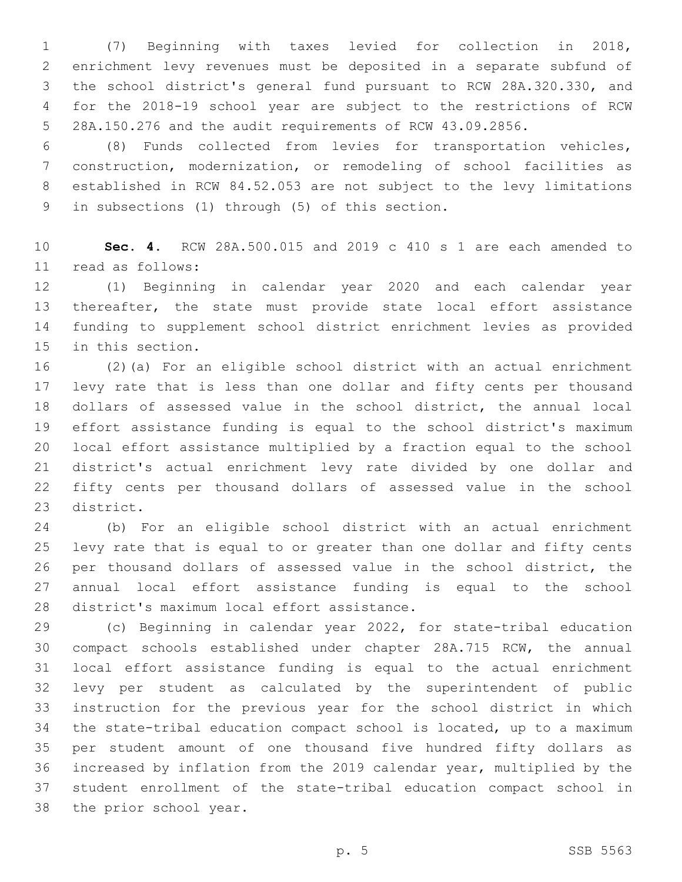(7) Beginning with taxes levied for collection in 2018, enrichment levy revenues must be deposited in a separate subfund of the school district's general fund pursuant to RCW 28A.320.330, and for the 2018-19 school year are subject to the restrictions of RCW 28A.150.276 and the audit requirements of RCW 43.09.2856.

(8) Funds collected from levies for transportation vehicles, construction, modernization, or remodeling of school facilities as established in RCW 84.52.053 are not subject to the levy limitations in subsections (1) through (5) of this section.

**Sec. 4.** RCW 28A.500.015 and 2019 c 410 s 1 are each amended to read as follows:

(1) Beginning in calendar year 2020 and each calendar year thereafter, the state must provide state local effort assistance funding to supplement school district enrichment levies as provided in this section.

(2)(a) For an eligible school district with an actual enrichment levy rate that is less than one dollar and fifty cents per thousand dollars of assessed value in the school district, the annual local effort assistance funding is equal to the school district's maximum local effort assistance multiplied by a fraction equal to the school district's actual enrichment levy rate divided by one dollar and fifty cents per thousand dollars of assessed value in the school district.

(b) For an eligible school district with an actual enrichment levy rate that is equal to or greater than one dollar and fifty cents per thousand dollars of assessed value in the school district, the annual local effort assistance funding is equal to the school district's maximum local effort assistance.

(c) Beginning in calendar year 2022, for state-tribal education compact schools established under chapter 28A.715 RCW, the annual local effort assistance funding is equal to the actual enrichment levy per student as calculated by the superintendent of public instruction for the previous year for the school district in which the state-tribal education compact school is located, up to a maximum per student amount of one thousand five hundred fifty dollars as increased by inflation from the 2019 calendar year, multiplied by the student enrollment of the state-tribal education compact school in the prior school year.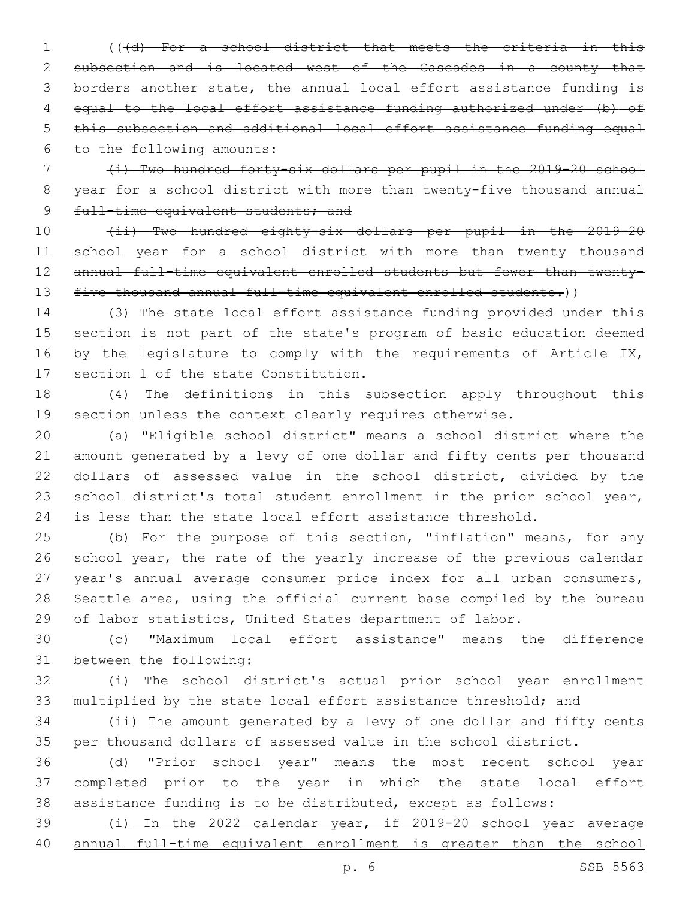((~~(d) For a school district that meets the criteria in this subsection and is located west of the Cascades in a county that borders another state, the annual local effort assistance funding is equal to the local effort assistance funding authorized under (b) of this subsection and additional local effort assistance funding equal to the following amounts:~~

~~(i) Two hundred forty-six dollars per pupil in the 2019-20 school year for a school district with more than twenty-five thousand annual full-time equivalent students; and~~

~~(ii) Two hundred eighty-six dollars per pupil in the 2019-20 school year for a school district with more than twenty thousand annual full-time equivalent enrolled students but fewer than twenty-five thousand annual full-time equivalent enrolled students.~~))

(3) The state local effort assistance funding provided under this section is not part of the state's program of basic education deemed by the legislature to comply with the requirements of Article IX, section 1 of the state Constitution.

(4) The definitions in this subsection apply throughout this section unless the context clearly requires otherwise.

(a) "Eligible school district" means a school district where the amount generated by a levy of one dollar and fifty cents per thousand dollars of assessed value in the school district, divided by the school district's total student enrollment in the prior school year, is less than the state local effort assistance threshold.

(b) For the purpose of this section, "inflation" means, for any school year, the rate of the yearly increase of the previous calendar year's annual average consumer price index for all urban consumers, Seattle area, using the official current base compiled by the bureau of labor statistics, United States department of labor.

(c) "Maximum local effort assistance" means the difference between the following:

(i) The school district's actual prior school year enrollment multiplied by the state local effort assistance threshold; and

(ii) The amount generated by a levy of one dollar and fifty cents per thousand dollars of assessed value in the school district.

(d) "Prior school year" means the most recent school year completed prior to the year in which the state local effort assistance funding is to be distributed<u>, except as follows:</u>

<u>(i) In the 2022 calendar year, if 2019-20 school year average annual full-time equivalent enrollment is greater than the school</u>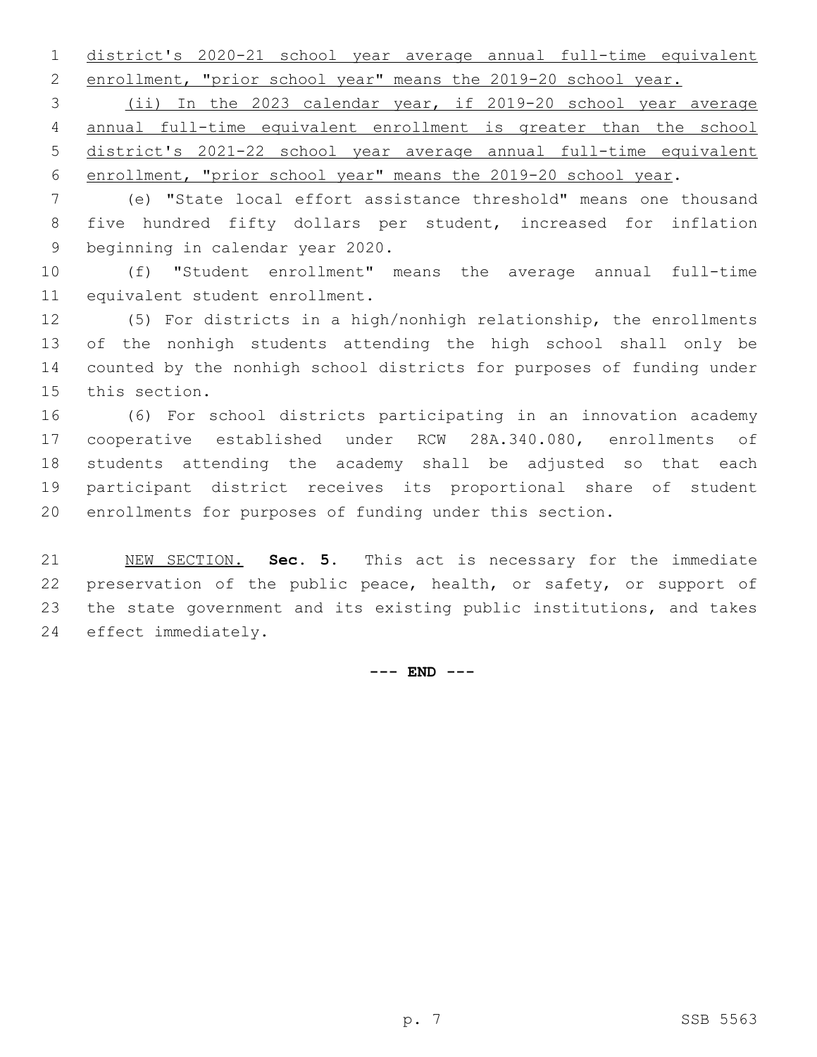district's 2020-21 school year average annual full-time equivalent enrollment, "prior school year" means the 2019-20 school year.

(ii) In the 2023 calendar year, if 2019-20 school year average annual full-time equivalent enrollment is greater than the school district's 2021-22 school year average annual full-time equivalent enrollment, "prior school year" means the 2019-20 school year.

(e) "State local effort assistance threshold" means one thousand five hundred fifty dollars per student, increased for inflation beginning in calendar year 2020.

(f) "Student enrollment" means the average annual full-time equivalent student enrollment.

(5) For districts in a high/nonhigh relationship, the enrollments of the nonhigh students attending the high school shall only be counted by the nonhigh school districts for purposes of funding under this section.

(6) For school districts participating in an innovation academy cooperative established under RCW 28A.340.080, enrollments of students attending the academy shall be adjusted so that each participant district receives its proportional share of student enrollments for purposes of funding under this section.

NEW SECTION. **Sec. 5.** This act is necessary for the immediate preservation of the public peace, health, or safety, or support of the state government and its existing public institutions, and takes effect immediately.

**--- END ---**